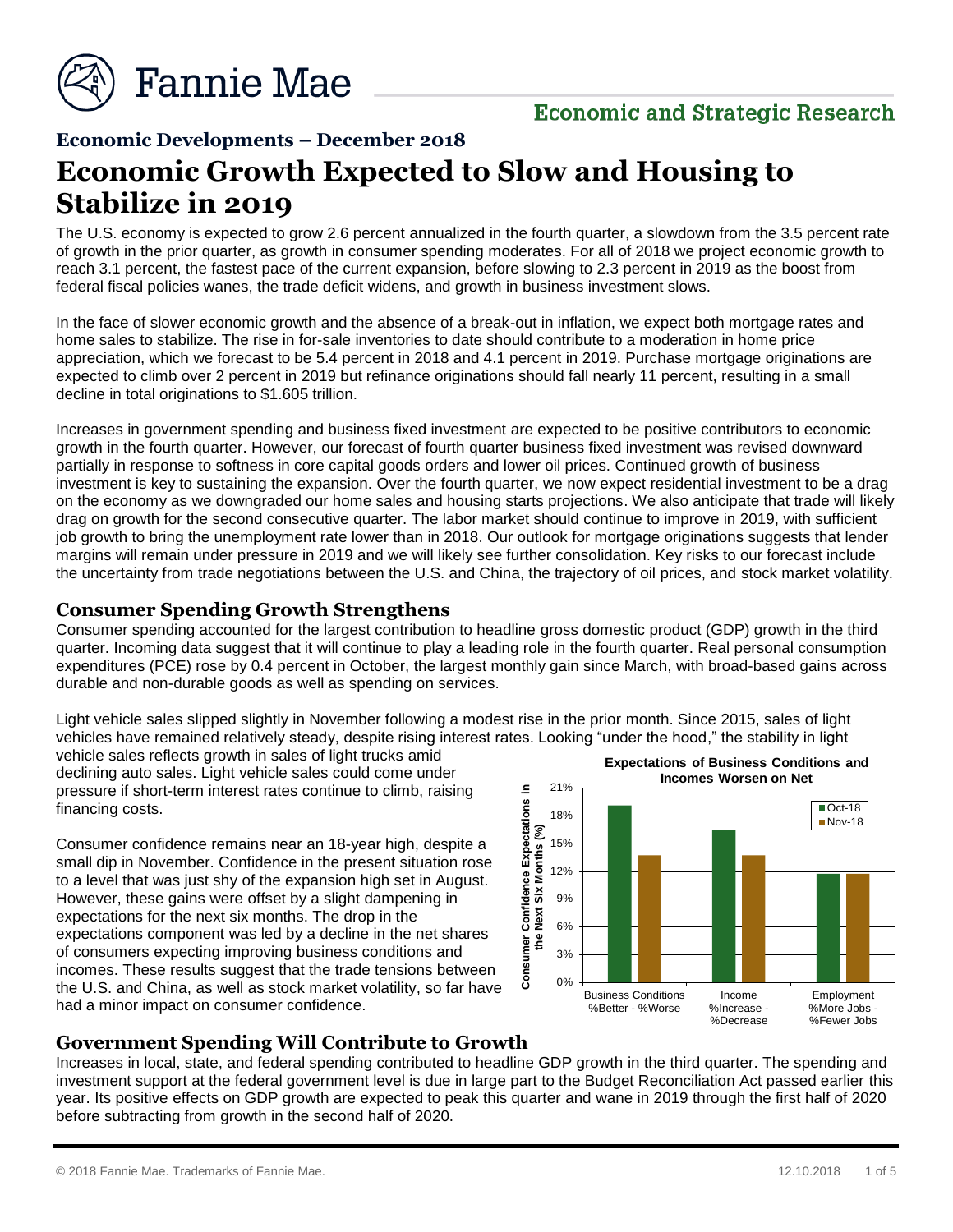Fannie Mae

Economic and Strategic Research

## Economic Developments – December 2018

# Economic Growth Expected to Slow and Housing to Stabilize in 2019

The U.S. economy is expected to grow 2.6 percent annualized in the fourth quarter, a slowdown from the 3.5 percent rate of growth in the prior quarter, as growth in consumer spending moderates. For all of 2018 we project economic growth to reach 3.1 percent, the fastest pace of the current expansion, before slowing to 2.3 percent in 2019 as the boost from federal fiscal policies wanes, the trade deficit widens, and growth in business investment slows.

In the face of slower economic growth and the absence of a break-out in inflation, we expect both mortgage rates and home sales to stabilize. The rise in for-sale inventories to date should contribute to a moderation in home price appreciation, which we forecast to be 5.4 percent in 2018 and 4.1 percent in 2019. Purchase mortgage originations are expected to climb over 2 percent in 2019 but refinance originations should fall nearly 11 percent, resulting in a small decline in total originations to $1.605 trillion.

Increases in government spending and business fixed investment are expected to be positive contributors to economic growth in the fourth quarter. However, our forecast of fourth quarter business fixed investment was revised downward partially in response to softness in core capital goods orders and lower oil prices. Continued growth of business investment is key to sustaining the expansion. Over the fourth quarter, we now expect residential investment to be a drag on the economy as we downgraded our home sales and housing starts projections. We also anticipate that trade will likely drag on growth for the second consecutive quarter. The labor market should continue to improve in 2019, with sufficient job growth to bring the unemployment rate lower than in 2018. Our outlook for mortgage originations suggests that lender margins will remain under pressure in 2019 and we will likely see further consolidation. Key risks to our forecast include the uncertainty from trade negotiations between the U.S. and China, the trajectory of oil prices, and stock market volatility.

### Consumer Spending Growth Strengthens

Consumer spending accounted for the largest contribution to headline gross domestic product (GDP) growth in the third quarter. Incoming data suggest that it will continue to play a leading role in the fourth quarter. Real personal consumption expenditures (PCE) rose by 0.4 percent in October, the largest monthly gain since March, with broad-based gains across durable and non-durable goods as well as spending on services.

Light vehicle sales slipped slightly in November following a modest rise in the prior month. Since 2015, sales of light vehicles have remained relatively steady, despite rising interest rates. Looking "under the hood," the stability in light vehicle sales reflects growth in sales of light trucks amid declining auto sales. Light vehicle sales could come under pressure if short-term interest rates continue to climb, raising financing costs.

Consumer confidence remains near an 18-year high, despite a small dip in November. Confidence in the present situation rose to a level that was just shy of the expansion high set in August. However, these gains were offset by a slight dampening in expectations for the next six months. The drop in the expectations component was led by a decline in the net shares of consumers expecting improving business conditions and incomes. These results suggest that the trade tensions between the U.S. and China, as well as stock market volatility, so far have had a minor impact on consumer confidence.

**Expectations of Business Conditions and Incomes Worsen on Net**

| Consumer Confidence Expectations in the Next Six Months (%) | Oct-18 | Nov-18 |
|---|---|---|
| Business Conditions %Better - %Worse | ~19 | ~13.7 |
| Income %Increase - %Decrease | ~16.5 | ~13.7 |
| Employment %More Jobs - %Fewer Jobs | ~11.7 | ~11.7 |

### Government Spending Will Contribute to Growth

Increases in local, state, and federal spending contributed to headline GDP growth in the third quarter. The spending and investment support at the federal government level is due in large part to the Budget Reconciliation Act passed earlier this year. Its positive effects on GDP growth are expected to peak this quarter and wane in 2019 through the first half of 2020 before subtracting from growth in the second half of 2020.

© 2018 Fannie Mae. Trademarks of Fannie Mae. 12.10.2018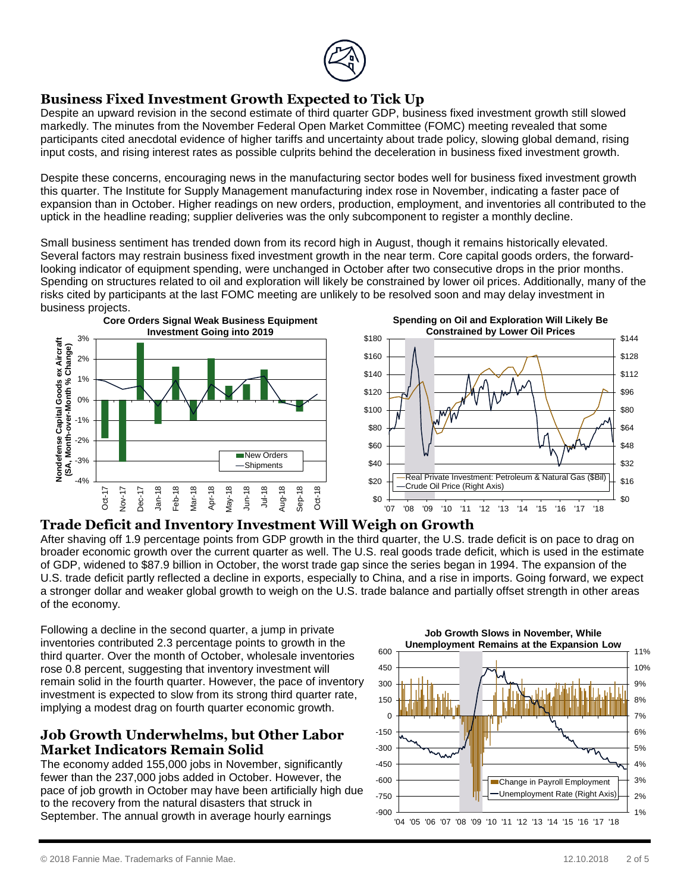## Business Fixed Investment Growth Expected to Tick Up

Despite an upward revision in the second estimate of third quarter GDP, business fixed investment growth still slowed markedly. The minutes from the November Federal Open Market Committee (FOMC) meeting revealed that some participants cited anecdotal evidence of higher tariffs and uncertainty about trade policy, slowing global demand, rising input costs, and rising interest rates as possible culprits behind the deceleration in business fixed investment growth.

Despite these concerns, encouraging news in the manufacturing sector bodes well for business fixed investment growth this quarter. The Institute for Supply Management manufacturing index rose in November, indicating a faster pace of expansion than in October. Higher readings on new orders, production, employment, and inventories all contributed to the uptick in the headline reading; supplier deliveries was the only subcomponent to register a monthly decline.

Small business sentiment has trended down from its record high in August, though it remains historically elevated. Several factors may restrain business fixed investment growth in the near term. Core capital goods orders, the forward-looking indicator of equipment spending, were unchanged in October after two consecutive drops in the prior months. Spending on structures related to oil and exploration will likely be constrained by lower oil prices. Additionally, many of the risks cited by participants at the last FOMC meeting are unlikely to be resolved soon and may delay investment in business projects.

**Core Orders Signal Weak Business Equipment Investment Going into 2019**

**Spending on Oil and Exploration Will Likely Be Constrained by Lower Oil Prices**

## Trade Deficit and Inventory Investment Will Weigh on Growth

After shaving off 1.9 percentage points from GDP growth in the third quarter, the U.S. trade deficit is on pace to drag on broader economic growth over the current quarter as well. The U.S. real goods trade deficit, which is used in the estimate of GDP, widened to $87.9 billion in October, the worst trade gap since the series began in 1994. The expansion of the U.S. trade deficit partly reflected a decline in exports, especially to China, and a rise in imports. Going forward, we expect a stronger dollar and weaker global growth to weigh on the U.S. trade balance and partially offset strength in other areas of the economy.

Following a decline in the second quarter, a jump in private inventories contributed 2.3 percentage points to growth in the third quarter. Over the month of October, wholesale inventories rose 0.8 percent, suggesting that inventory investment will remain solid in the fourth quarter. However, the pace of inventory investment is expected to slow from its strong third quarter rate, implying a modest drag on fourth quarter economic growth.

## Job Growth Underwhelms, but Other Labor Market Indicators Remain Solid

The economy added 155,000 jobs in November, significantly fewer than the 237,000 jobs added in October. However, the pace of job growth in October may have been artificially high due to the recovery from the natural disasters that struck in September. The annual growth in average hourly earnings

**Job Growth Slows in November, While Unemployment Remains at the Expansion Low**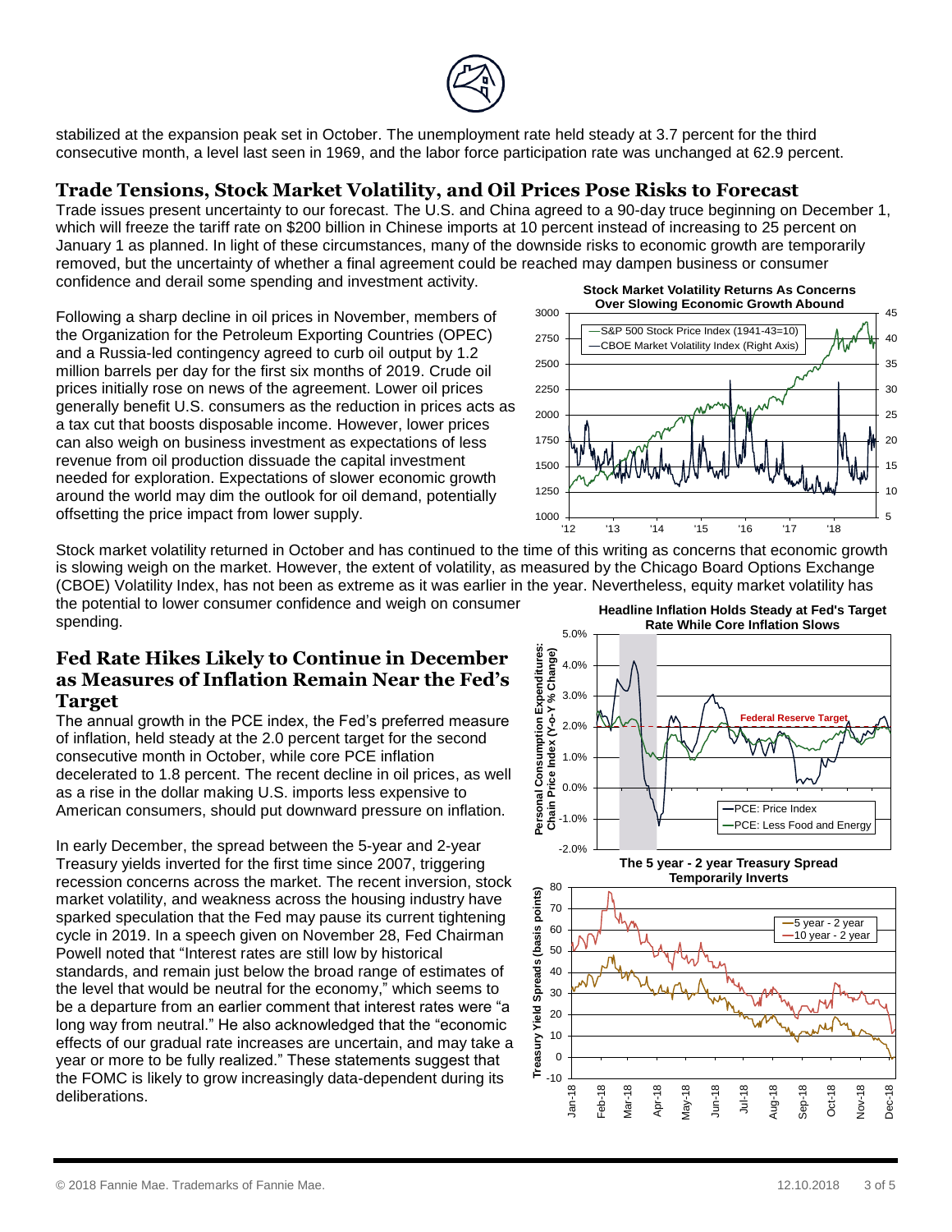stabilized at the expansion peak set in October. The unemployment rate held steady at 3.7 percent for the third consecutive month, a level last seen in 1969, and the labor force participation rate was unchanged at 62.9 percent.

## Trade Tensions, Stock Market Volatility, and Oil Prices Pose Risks to Forecast

Trade issues present uncertainty to our forecast. The U.S. and China agreed to a 90-day truce beginning on December 1, which will freeze the tariff rate on $200 billion in Chinese imports at 10 percent instead of increasing to 25 percent on January 1 as planned. In light of these circumstances, many of the downside risks to economic growth are temporarily removed, but the uncertainty of whether a final agreement could be reached may dampen business or consumer confidence and derail some spending and investment activity.

Following a sharp decline in oil prices in November, members of the Organization for the Petroleum Exporting Countries (OPEC) and a Russia-led contingency agreed to curb oil output by 1.2 million barrels per day for the first six months of 2019. Crude oil prices initially rose on news of the agreement. Lower oil prices generally benefit U.S. consumers as the reduction in prices acts as a tax cut that boosts disposable income. However, lower prices can also weigh on business investment as expectations of less revenue from oil production dissuade the capital investment needed for exploration. Expectations of slower economic growth around the world may dim the outlook for oil demand, potentially offsetting the price impact from lower supply.

**Stock Market Volatility Returns As Concerns Over Slowing Economic Growth Abound**

Stock market volatility returned in October and has continued to the time of this writing as concerns that economic growth is slowing weigh on the market. However, the extent of volatility, as measured by the Chicago Board Options Exchange (CBOE) Volatility Index, has not been as extreme as it was earlier in the year. Nevertheless, equity market volatility has the potential to lower consumer confidence and weigh on consumer spending.

## Fed Rate Hikes Likely to Continue in December as Measures of Inflation Remain Near the Fed's Target

The annual growth in the PCE index, the Fed's preferred measure of inflation, held steady at the 2.0 percent target for the second consecutive month in October, while core PCE inflation decelerated to 1.8 percent. The recent decline in oil prices, as well as a rise in the dollar making U.S. imports less expensive to American consumers, should put downward pressure on inflation.

**Headline Inflation Holds Steady at Fed's Target Rate While Core Inflation Slows**

In early December, the spread between the 5-year and 2-year Treasury yields inverted for the first time since 2007, triggering recession concerns across the market. The recent inversion, stock market volatility, and weakness across the housing industry have sparked speculation that the Fed may pause its current tightening cycle in 2019. In a speech given on November 28, Fed Chairman Powell noted that "Interest rates are still low by historical standards, and remain just below the broad range of estimates of the level that would be neutral for the economy," which seems to be a departure from an earlier comment that interest rates were "a long way from neutral." He also acknowledged that the "economic effects of our gradual rate increases are uncertain, and may take a year or more to be fully realized." These statements suggest that the FOMC is likely to grow increasingly data-dependent during its deliberations.

**The 5 year - 2 year Treasury Spread Temporarily Inverts**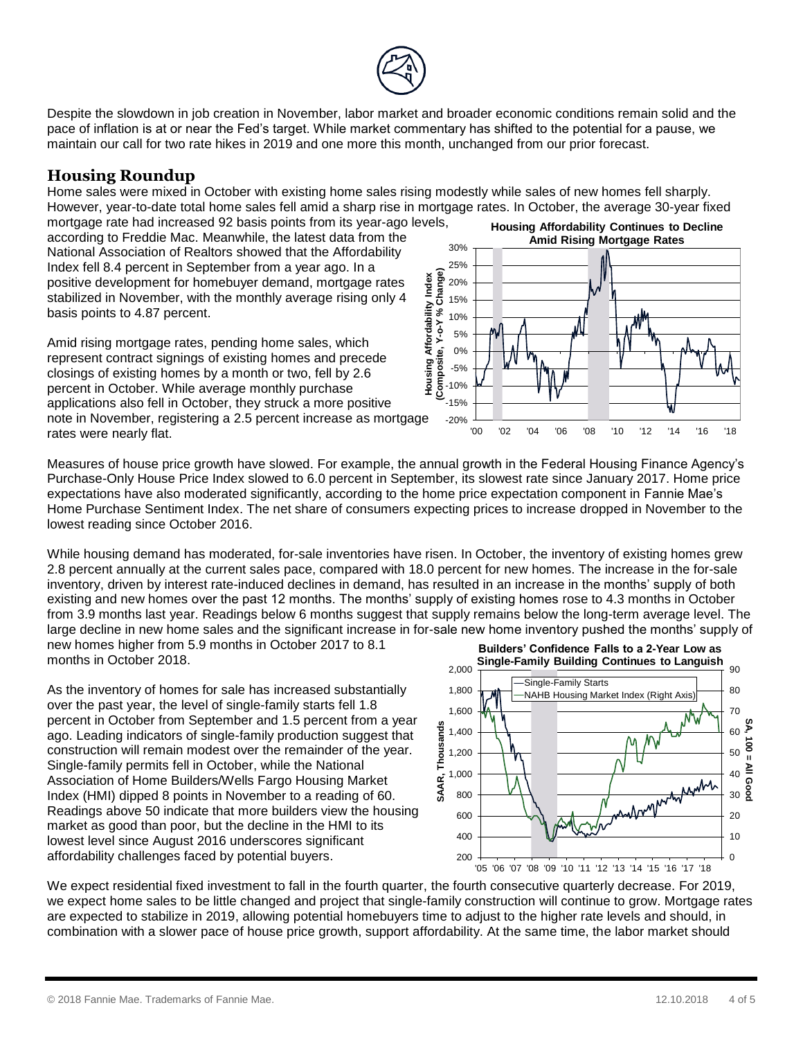Despite the slowdown in job creation in November, labor market and broader economic conditions remain solid and the pace of inflation is at or near the Fed's target. While market commentary has shifted to the potential for a pause, we maintain our call for two rate hikes in 2019 and one more this month, unchanged from our prior forecast.

## Housing Roundup

Home sales were mixed in October with existing home sales rising modestly while sales of new homes fell sharply. However, year-to-date total home sales fell amid a sharp rise in mortgage rates. In October, the average 30-year fixed mortgage rate had increased 92 basis points from its year-ago levels, according to Freddie Mac. Meanwhile, the latest data from the National Association of Realtors showed that the Affordability Index fell 8.4 percent in September from a year ago. In a positive development for homebuyer demand, mortgage rates stabilized in November, with the monthly average rising only 4 basis points to 4.87 percent.

**Housing Affordability Continues to Decline Amid Rising Mortgage Rates**

Amid rising mortgage rates, pending home sales, which represent contract signings of existing homes and precede closings of existing homes by a month or two, fell by 2.6 percent in October. While average monthly purchase applications also fell in October, they struck a more positive note in November, registering a 2.5 percent increase as mortgage rates were nearly flat.

Measures of house price growth have slowed. For example, the annual growth in the Federal Housing Finance Agency's Purchase-Only House Price Index slowed to 6.0 percent in September, its slowest rate since January 2017. Home price expectations have also moderated significantly, according to the home price expectation component in Fannie Mae's Home Purchase Sentiment Index. The net share of consumers expecting prices to increase dropped in November to the lowest reading since October 2016.

While housing demand has moderated, for-sale inventories have risen. In October, the inventory of existing homes grew 2.8 percent annually at the current sales pace, compared with 18.0 percent for new homes. The increase in the for-sale inventory, driven by interest rate-induced declines in demand, has resulted in an increase in the months' supply of both existing and new homes over the past 12 months. The months' supply of existing homes rose to 4.3 months in October from 3.9 months last year. Readings below 6 months suggest that supply remains below the long-term average level. The large decline in new home sales and the significant increase in for-sale new home inventory pushed the months' supply of new homes higher from 5.9 months in October 2017 to 8.1 months in October 2018.

**Builders' Confidence Falls to a 2-Year Low as Single-Family Building Continues to Languish**

As the inventory of homes for sale has increased substantially over the past year, the level of single-family starts fell 1.8 percent in October from September and 1.5 percent from a year ago. Leading indicators of single-family production suggest that construction will remain modest over the remainder of the year. Single-family permits fell in October, while the National Association of Home Builders/Wells Fargo Housing Market Index (HMI) dipped 8 points in November to a reading of 60. Readings above 50 indicate that more builders view the housing market as good than poor, but the decline in the HMI to its lowest level since August 2016 underscores significant affordability challenges faced by potential buyers.

We expect residential fixed investment to fall in the fourth quarter, the fourth consecutive quarterly decrease. For 2019, we expect home sales to be little changed and project that single-family construction will continue to grow. Mortgage rates are expected to stabilize in 2019, allowing potential homebuyers time to adjust to the higher rate levels and should, in combination with a slower pace of house price growth, support affordability. At the same time, the labor market should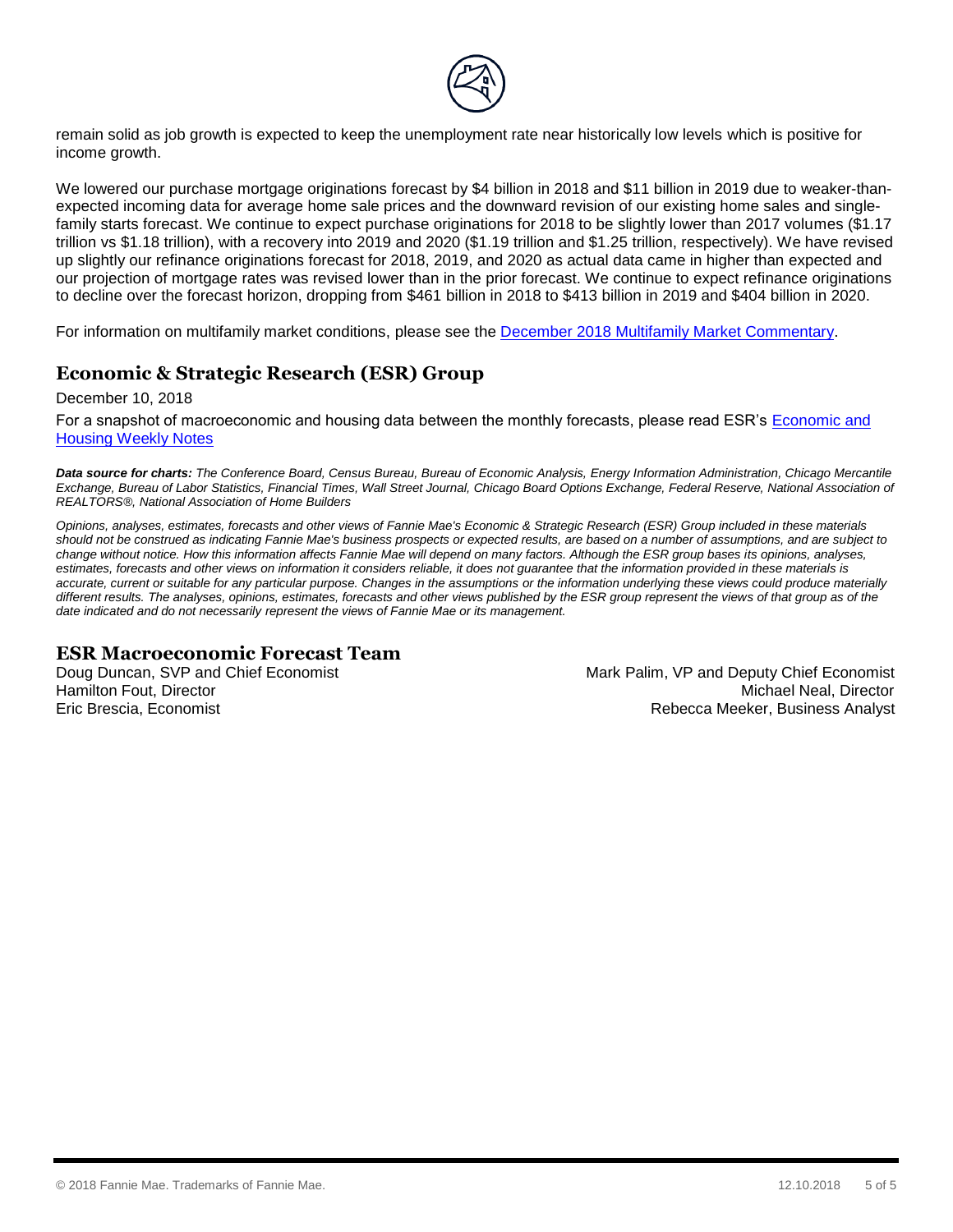remain solid as job growth is expected to keep the unemployment rate near historically low levels which is positive for income growth.

We lowered our purchase mortgage originations forecast by $4 billion in 2018 and $11 billion in 2019 due to weaker-than-expected incoming data for average home sale prices and the downward revision of our existing home sales and single-family starts forecast. We continue to expect purchase originations for 2018 to be slightly lower than 2017 volumes ($1.17 trillion vs $1.18 trillion), with a recovery into 2019 and 2020 ($1.19 trillion and $1.25 trillion, respectively). We have revised up slightly our refinance originations forecast for 2018, 2019, and 2020 as actual data came in higher than expected and our projection of mortgage rates was revised lower than in the prior forecast. We continue to expect refinance originations to decline over the forecast horizon, dropping from $461 billion in 2018 to $413 billion in 2019 and $404 billion in 2020.

For information on multifamily market conditions, please see the December 2018 Multifamily Market Commentary.

## Economic & Strategic Research (ESR) Group

December 10, 2018

For a snapshot of macroeconomic and housing data between the monthly forecasts, please read ESR's Economic and Housing Weekly Notes

***Data source for charts:*** *The Conference Board, Census Bureau, Bureau of Economic Analysis, Energy Information Administration, Chicago Mercantile Exchange, Bureau of Labor Statistics, Financial Times, Wall Street Journal, Chicago Board Options Exchange, Federal Reserve, National Association of REALTORS®, National Association of Home Builders*

*Opinions, analyses, estimates, forecasts and other views of Fannie Mae's Economic & Strategic Research (ESR) Group included in these materials should not be construed as indicating Fannie Mae's business prospects or expected results, are based on a number of assumptions, and are subject to change without notice. How this information affects Fannie Mae will depend on many factors. Although the ESR group bases its opinions, analyses, estimates, forecasts and other views on information it considers reliable, it does not guarantee that the information provided in these materials is accurate, current or suitable for any particular purpose. Changes in the assumptions or the information underlying these views could produce materially different results. The analyses, opinions, estimates, forecasts and other views published by the ESR group represent the views of that group as of the date indicated and do not necessarily represent the views of Fannie Mae or its management.*

## ESR Macroeconomic Forecast Team

Doug Duncan, SVP and Chief Economist
Hamilton Fout, Director
Eric Brescia, Economist
Mark Palim, VP and Deputy Chief Economist
Michael Neal, Director
Rebecca Meeker, Business Analyst

© 2018 Fannie Mae. Trademarks of Fannie Mae.